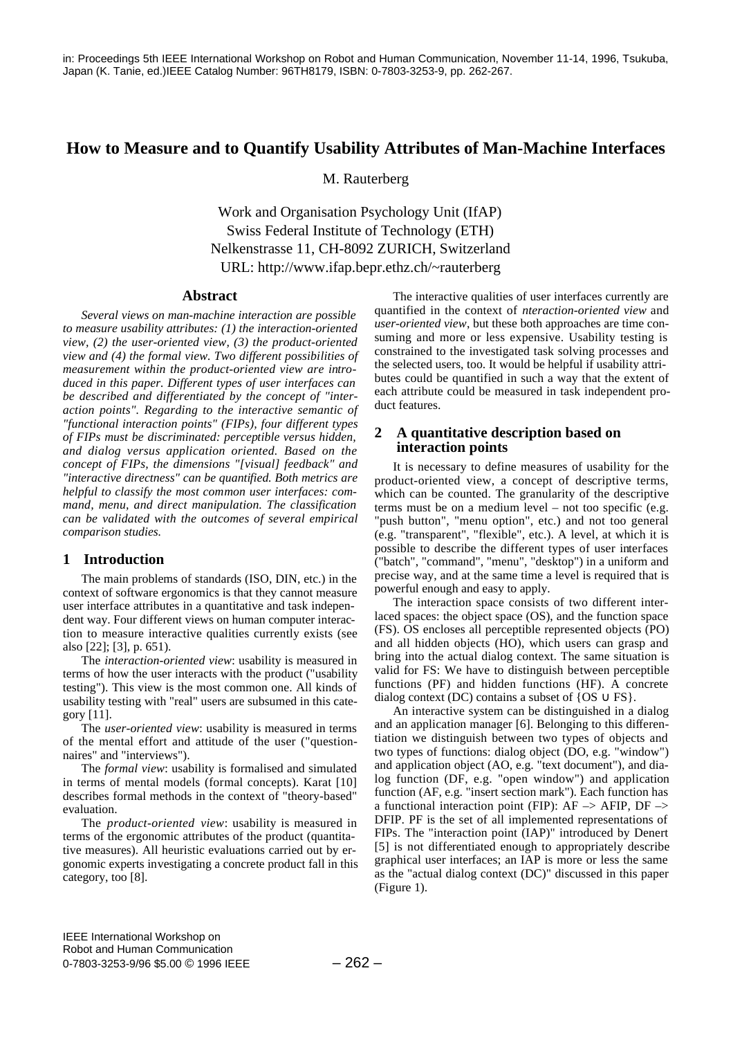in: Proceedings 5th IEEE International Workshop on Robot and Human Communication, November 11-14, 1996, Tsukuba, Japan (K. Tanie, ed.)IEEE Catalog Number: 96TH8179, ISBN: 0-7803-3253-9, pp. 262-267.

# How to Measure and to Quantify Usability Attributes of Man-Machine Interfaces

M. Rauterberg

Work and Organisation Psychology Unit (IfAP)
Swiss Federal Institute of Technology (ETH)
Nelkenstrasse 11, CH-8092 ZURICH, Switzerland
URL: http://www.ifap.bepr.ethz.ch/~rauterberg

## Abstract

*Several views on man-machine interaction are possible to measure usability attributes: (1) the interaction-oriented view, (2) the user-oriented view, (3) the product-oriented view and (4) the formal view. Two different possibilities of measurement within the product-oriented view are introduced in this paper. Different types of user interfaces can be described and differentiated by the concept of "interaction points". Regarding to the interactive semantic of "functional interaction points" (FIPs), four different types of FIPs must be discriminated: perceptible versus hidden, and dialog versus application oriented. Based on the concept of FIPs, the dimensions "[visual] feedback" and "interactive directness" can be quantified. Both metrics are helpful to classify the most common user interfaces: command, menu, and direct manipulation. The classification can be validated with the outcomes of several empirical comparison studies.*

## 1 Introduction

The main problems of standards (ISO, DIN, etc.) in the context of software ergonomics is that they cannot measure user interface attributes in a quantitative and task independent way. Four different views on human computer interaction to measure interactive qualities currently exists (see also [22]; [3], p. 651).

The *interaction-oriented view*: usability is measured in terms of how the user interacts with the product ("usability testing"). This view is the most common one. All kinds of usability testing with "real" users are subsumed in this category [11].

The *user-oriented view*: usability is measured in terms of the mental effort and attitude of the user ("questionnaires" and "interviews").

The *formal view*: usability is formalised and simulated in terms of mental models (formal concepts). Karat [10] describes formal methods in the context of "theory-based" evaluation.

The *product-oriented view*: usability is measured in terms of the ergonomic attributes of the product (quantitative measures). All heuristic evaluations carried out by ergonomic experts investigating a concrete product fall in this category, too [8].

The interactive qualities of user interfaces currently are quantified in the context of *nteraction-oriented view* and *user-oriented view*, but these both approaches are time consuming and more or less expensive. Usability testing is constrained to the investigated task solving processes and the selected users, too. It would be helpful if usability attributes could be quantified in such a way that the extent of each attribute could be measured in task independent product features.

## 2 A quantitative description based on interaction points

It is necessary to define measures of usability for the product-oriented view, a concept of descriptive terms, which can be counted. The granularity of the descriptive terms must be on a medium level – not too specific (e.g. "push button", "menu option", etc.) and not too general (e.g. "transparent", "flexible", etc.). A level, at which it is possible to describe the different types of user interfaces ("batch", "command", "menu", "desktop") in a uniform and precise way, and at the same time a level is required that is powerful enough and easy to apply.

The interaction space consists of two different interlaced spaces: the object space (OS), and the function space (FS). OS encloses all perceptible represented objects (PO) and all hidden objects (HO), which users can grasp and bring into the actual dialog context. The same situation is valid for FS: We have to distinguish between perceptible functions (PF) and hidden functions (HF). A concrete dialog context (DC) contains a subset of $\{OS \cup FS\}$.

An interactive system can be distinguished in a dialog and an application manager [6]. Belonging to this differentiation we distinguish between two types of objects and two types of functions: dialog object (DO, e.g. "window") and application object (AO, e.g. "text document"), and dialog function (DF, e.g. "open window") and application function (AF, e.g. "insert section mark"). Each function has a functional interaction point (FIP): AF –> AFIP, DF –> DFIP. PF is the set of all implemented representations of FIPs. The "interaction point (IAP)" introduced by Denert [5] is not differentiated enough to appropriately describe graphical user interfaces; an IAP is more or less the same as the "actual dialog context (DC)" discussed in this paper (Figure 1).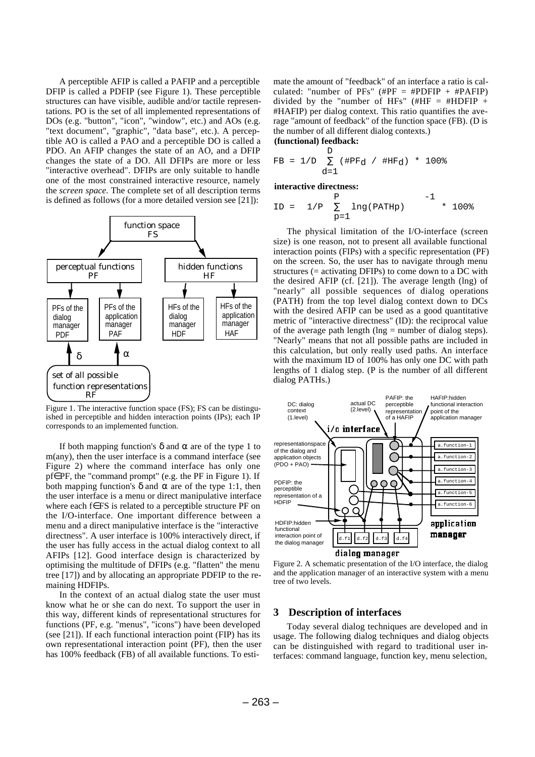A perceptible AFIP is called a PAFIP and a perceptible DFIP is called a PDFIP (see Figure 1). These perceptible structures can have visible, audible and/or tactile representations. PO is the set of all implemented representations of DOs (e.g. "button", "icon", "window", etc.) and AOs (e.g. "text document", "graphic", "data base", etc.). A perceptible AO is called a PAO and a perceptible DO is called a PDO. An AFIP changes the state of an AO, and a DFIP changes the state of a DO. All DFIPs are more or less "interactive overhead". DFIPs are only suitable to handle one of the most constrained interactive resource, namely the *screen space*. The complete set of all description terms is defined as follows (for a more detailed version see [21]):

function space
FS

perceptual functions
PF

hidden functions
HF

PFs of the dialog manager
PDF

PFs of the application manager
PAF

HFs of the dialog manager
HDF

HFs of the application manager
HAF

δ

α

set of all possible function representations
RF

Figure 1. The interactive function space (FS); FS can be distinguished in perceptible and hidden interaction points (IPs); each IP corresponds to an implemented function.

If both mapping function's δ and α are of the type 1 to m(any), then the user interface is a command interface (see Figure 2) where the command interface has only one pf∈PF, the "command prompt" (e.g. the PF in Figure 1). If both mapping function's δ and α are of the type 1:1, then the user interface is a menu or direct manipulative interface where each f∈FS is related to a perceptible structure PF on the I/O-interface. One important difference between a menu and a direct manipulative interface is the "interactive directness". A user interface is 100% interactively direct, if the user has fully access in the actual dialog context to all AFIPs [12]. Good interface design is characterized by optimising the multitude of DFIPs (e.g. "flatten" the menu tree [17]) and by allocating an appropriate PDFIP to the remaining HDFIPs.

In the context of an actual dialog state the user must know what he or she can do next. To support the user in this way, different kinds of representational structures for functions (PF, e.g. "menus", "icons") have been developed (see [21]). If each functional interaction point (FIP) has its own representational interaction point (PF), then the user has 100% feedback (FB) of all available functions. To estimate the amount of "feedback" of an interface a ratio is calculated: "number of PFs" (#PF = #PDFIP + #PAFIP) divided by the "number of HFs" (#HF = #HDFIP + #HAFIP) per dialog context. This ratio quantifies the average "amount of feedback" of the function space (FB). (D is the number of all different dialog contexts.)

**(functional) feedback:**

$$FB = 1/D \sum_{d=1}^{D} (\#PF_d / \#HF_d) * 100\%$$

**interactive directness:**

$$ID = \left( 1/P \sum_{p=1}^{P} lng(PATHp) \right)^{-1} * 100\%$$

The physical limitation of the I/O-interface (screen size) is one reason, not to present all available functional interaction points (FIPs) with a specific representation (PF) on the screen. So, the user has to navigate through menu structures (= activating DFIPs) to come down to a DC with the desired AFIP (cf. [21]). The average length (lng) of "nearly" all possible sequences of dialog operations (PATH) from the top level dialog context down to DCs with the desired AFIP can be used as a good quantitative metric of "interactive directness" (ID): the reciprocal value of the average path length (lng = number of dialog steps). "Nearly" means that not all possible paths are included in this calculation, but only really used paths. An interface with the maximum ID of 100% has only one DC with path lengths of 1 dialog step. (P is the number of all different dialog PATHs.)

DC: dialog context (1.level)

actual DC (2.level)

PAFIP: the perceptible representation of a HAFIP

HAFIP:hidden functional interaction point of the application manager

i/o interface

representationspace of the dialog and application objects (PDO + PAO)

PDFIP: the perceptible representation of a HDFIP

HDFIP:hidden functional interaction point of the dialog manager

a.function-1
a.function-2
a.function-3
a.function-4
a.function-5
a.function-6

application manager

d.f1 d.f2 d.f3 d.f4

dialog manager

Figure 2. A schematic presentation of the I/O interface, the dialog and the application manager of an interactive system with a menu tree of two levels.

## 3 Description of interfaces

Today several dialog techniques are developed and in usage. The following dialog techniques and dialog objects can be distinguished with regard to traditional user interfaces: command language, function key, menu selection,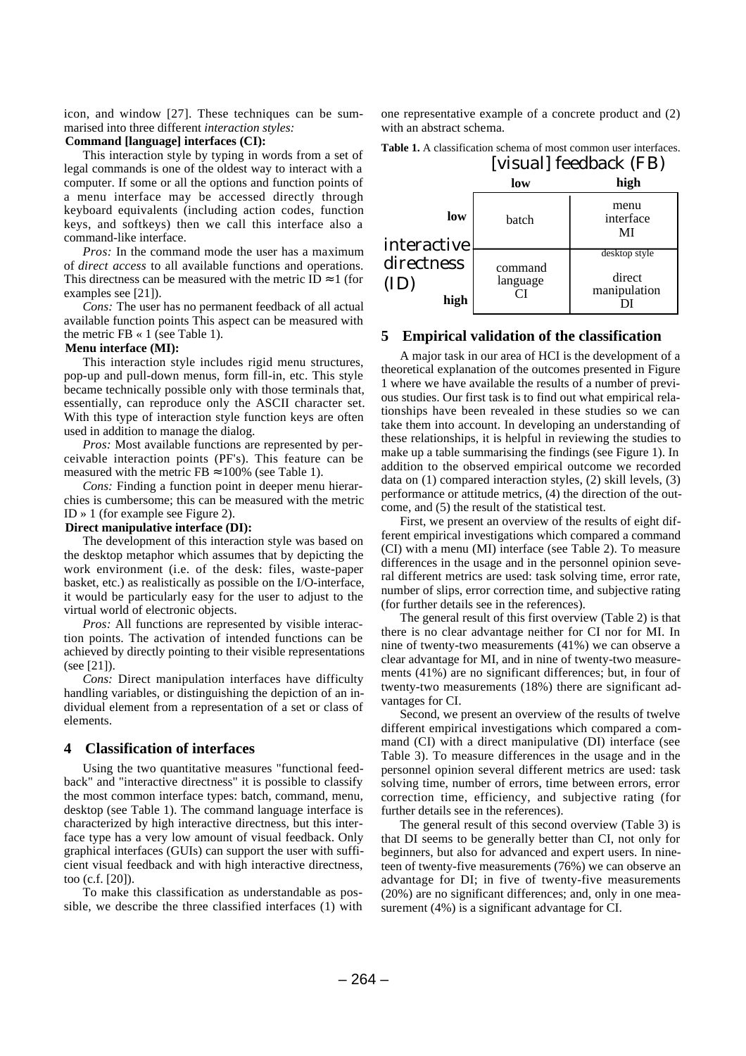icon, and window [27]. These techniques can be summarised into three different *interaction styles:*

**Command [language] interfaces (CI):**

This interaction style by typing in words from a set of legal commands is one of the oldest way to interact with a computer. If some or all the options and function points of a menu interface may be accessed directly through keyboard equivalents (including action codes, function keys, and softkeys) then we call this interface also a command-like interface.

*Pros:* In the command mode the user has a maximum of *direct access* to all available functions and operations. This directness can be measured with the metric ID $\approx 1$ (for examples see [21]).

*Cons:* The user has no permanent feedback of all actual available function points This aspect can be measured with the metric FB $\ll 1$ (see Table 1).

**Menu interface (MI):**

This interaction style includes rigid menu structures, pop-up and pull-down menus, form fill-in, etc. This style became technically possible only with those terminals that, essentially, can reproduce only the ASCII character set. With this type of interaction style function keys are often used in addition to manage the dialog.

*Pros:* Most available functions are represented by perceivable interaction points (PF's). This feature can be measured with the metric FB $\approx 100\%$ (see Table 1).

*Cons:* Finding a function point in deeper menu hierarchies is cumbersome; this can be measured with the metric ID $\gg 1$ (for example see Figure 2).

**Direct manipulative interface (DI):**

The development of this interaction style was based on the desktop metaphor which assumes that by depicting the work environment (i.e. of the desk: files, waste-paper basket, etc.) as realistically as possible on the I/O-interface, it would be particularly easy for the user to adjust to the virtual world of electronic objects.

*Pros:* All functions are represented by visible interaction points. The activation of intended functions can be achieved by directly pointing to their visible representations (see [21]).

*Cons:* Direct manipulation interfaces have difficulty handling variables, or distinguishing the depiction of an individual element from a representation of a set or class of elements.

## 4 Classification of interfaces

Using the two quantitative measures "functional feedback" and "interactive directness" it is possible to classify the most common interface types: batch, command, menu, desktop (see Table 1). The command language interface is characterized by high interactive directness, but this interface type has a very low amount of visual feedback. Only graphical interfaces (GUIs) can support the user with sufficient visual feedback and with high interactive directness, too (c.f. [20]).

To make this classification as understandable as possible, we describe the three classified interfaces (1) with one representative example of a concrete product and (2) with an abstract schema.

**Table 1.** A classification schema of most common user interfaces.

| interactive directness (ID) | [visual] feedback (FB) low | [visual] feedback (FB) high |
|---|---|---|
| low | batch | menu interface MI |
| high | command language CI | desktop style direct manipulation DI |

## 5 Empirical validation of the classification

A major task in our area of HCI is the development of a theoretical explanation of the outcomes presented in Figure 1 where we have available the results of a number of previous studies. Our first task is to find out what empirical relationships have been revealed in these studies so we can take them into account. In developing an understanding of these relationships, it is helpful in reviewing the studies to make up a table summarising the findings (see Figure 1). In addition to the observed empirical outcome we recorded data on (1) compared interaction styles, (2) skill levels, (3) performance or attitude metrics, (4) the direction of the outcome, and (5) the result of the statistical test.

First, we present an overview of the results of eight different empirical investigations which compared a command (CI) with a menu (MI) interface (see Table 2). To measure differences in the usage and in the personnel opinion several different metrics are used: task solving time, error rate, number of slips, error correction time, and subjective rating (for further details see in the references).

The general result of this first overview (Table 2) is that there is no clear advantage neither for CI nor for MI. In nine of twenty-two measurements (41%) we can observe a clear advantage for MI, and in nine of twenty-two measurements (41%) are no significant differences; but, in four of twenty-two measurements (18%) there are significant advantages for CI.

Second, we present an overview of the results of twelve different empirical investigations which compared a command (CI) with a direct manipulative (DI) interface (see Table 3). To measure differences in the usage and in the personnel opinion several different metrics are used: task solving time, number of errors, time between errors, error correction time, efficiency, and subjective rating (for further details see in the references).

The general result of this second overview (Table 3) is that DI seems to be generally better than CI, not only for beginners, but also for advanced and expert users. In nineteen of twenty-five measurements (76%) we can observe an advantage for DI; in five of twenty-five measurements (20%) are no significant differences; and, only in one measurement (4%) is a significant advantage for CI.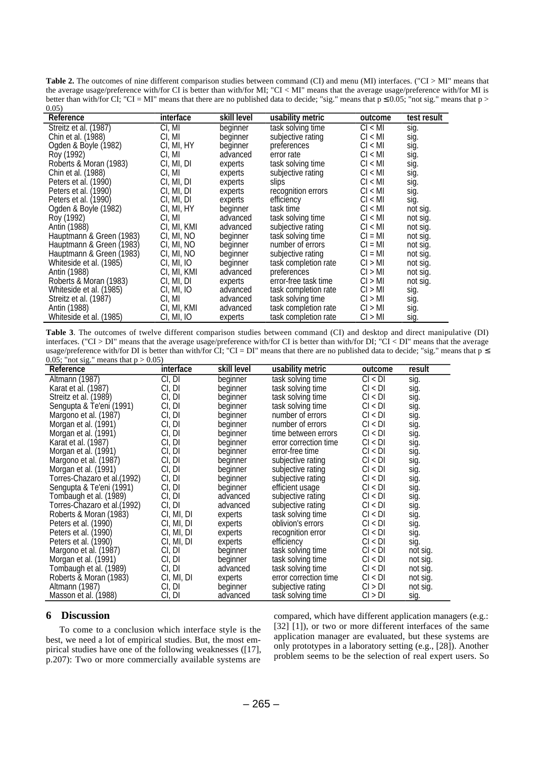**Table 2.** The outcomes of nine different comparison studies between command (CI) and menu (MI) interfaces. ("CI > MI" means that the average usage/preference with/for CI is better than with/for MI; "CI < MI" means that the average usage/preference with/for MI is better than with/for CI; "CI = MI" means that there are no published data to decide; "sig." means that $p \leq 0.05$; "not sig." means that $p > 0.05$)

| Reference | interface | skill level | usability metric | outcome | test result |
|---|---|---|---|---|---|
| Streitz et al. (1987) | CI, MI | beginner | task solving time | CI < MI | sig. |
| Chin et al. (1988) | CI, MI | beginner | subjective rating | CI < MI | sig. |
| Ogden & Boyle (1982) | CI, MI, HY | beginner | preferences | CI < MI | sig. |
| Roy (1992) | CI, MI | advanced | error rate | CI < MI | sig. |
| Roberts & Moran (1983) | CI, MI, DI | experts | task solving time | CI < MI | sig. |
| Chin et al. (1988) | CI, MI | experts | subjective rating | CI < MI | sig. |
| Peters et al. (1990) | CI, MI, DI | experts | slips | CI < MI | sig. |
| Peters et al. (1990) | CI, MI, DI | experts | recognition errors | CI < MI | sig. |
| Peters et al. (1990) | CI, MI, DI | experts | efficiency | CI < MI | sig. |
| Ogden & Boyle (1982) | CI, MI, HY | beginner | task time | CI < MI | not sig. |
| Roy (1992) | CI, MI | advanced | task solving time | CI < MI | not sig. |
| Antin (1988) | CI, MI, KMI | advanced | subjective rating | CI < MI | not sig. |
| Hauptmann & Green (1983) | CI, MI, NO | beginner | task solving time | CI = MI | not sig. |
| Hauptmann & Green (1983) | CI, MI, NO | beginner | number of errors | CI = MI | not sig. |
| Hauptmann & Green (1983) | CI, MI, NO | beginner | subjective rating | CI = MI | not sig. |
| Whiteside et al. (1985) | CI, MI, IO | beginner | task completion rate | CI > MI | not sig. |
| Antin (1988) | CI, MI, KMI | advanced | preferences | CI > MI | not sig. |
| Roberts & Moran (1983) | CI, MI, DI | experts | error-free task time | CI > MI | not sig. |
| Whiteside et al. (1985) | CI, MI, IO | advanced | task completion rate | CI > MI | sig. |
| Streitz et al. (1987) | CI, MI | advanced | task solving time | CI > MI | sig. |
| Antin (1988) | CI, MI, KMI | advanced | task completion rate | CI > MI | sig. |
| Whiteside et al. (1985) | CI, MI, IO | experts | task completion rate | CI > MI | sig. |

**Table 3**. The outcomes of twelve different comparison studies between command (CI) and desktop and direct manipulative (DI) interfaces. ("CI > DI" means that the average usage/preference with/for CI is better than with/for DI; "CI < DI" means that the average usage/preference with/for DI is better than with/for CI; "CI = DI" means that there are no published data to decide; "sig." means that $p \leq 0.05$; "not sig." means that $p > 0.05$)

| Reference | interface | skill level | usability metric | outcome | result |
|---|---|---|---|---|---|
| Altmann (1987) | CI, DI | beginner | task solving time | CI < DI | sig. |
| Karat et al. (1987) | CI, DI | beginner | task solving time | CI < DI | sig. |
| Streitz et al. (1989) | CI, DI | beginner | task solving time | CI < DI | sig. |
| Sengupta & Te'eni (1991) | CI, DI | beginner | task solving time | CI < DI | sig. |
| Margono et al. (1987) | CI, DI | beginner | number of errors | CI < DI | sig. |
| Morgan et al. (1991) | CI, DI | beginner | number of errors | CI < DI | sig. |
| Morgan et al. (1991) | CI, DI | beginner | time between errors | CI < DI | sig. |
| Karat et al. (1987) | CI, DI | beginner | error correction time | CI < DI | sig. |
| Morgan et al. (1991) | CI, DI | beginner | error-free time | CI < DI | sig. |
| Margono et al. (1987) | CI, DI | beginner | subjective rating | CI < DI | sig. |
| Morgan et al. (1991) | CI, DI | beginner | subjective rating | CI < DI | sig. |
| Torres-Chazaro et al.(1992) | CI, DI | beginner | subjective rating | CI < DI | sig. |
| Sengupta & Te'eni (1991) | CI, DI | beginner | efficient usage | CI < DI | sig. |
| Tombaugh et al. (1989) | CI, DI | advanced | subjective rating | CI < DI | sig. |
| Torres-Chazaro et al.(1992) | CI, DI | advanced | subjective rating | CI < DI | sig. |
| Roberts & Moran (1983) | CI, MI, DI | experts | task solving time | CI < DI | sig. |
| Peters et al. (1990) | CI, MI, DI | experts | oblivion's errors | CI < DI | sig. |
| Peters et al. (1990) | CI, MI, DI | experts | recognition error | CI < DI | sig. |
| Peters et al. (1990) | CI, MI, DI | experts | efficiency | CI < DI | sig. |
| Margono et al. (1987) | CI, DI | beginner | task solving time | CI < DI | not sig. |
| Morgan et al. (1991) | CI, DI | beginner | task solving time | CI < DI | not sig. |
| Tombaugh et al. (1989) | CI, DI | advanced | task solving time | CI < DI | not sig. |
| Roberts & Moran (1983) | CI, MI, DI | experts | error correction time | CI < DI | not sig. |
| Altmann (1987) | CI, DI | beginner | subjective rating | CI > DI | not sig. |
| Masson et al. (1988) | CI, DI | advanced | task solving time | CI > DI | sig. |

## 6 Discussion

To come to a conclusion which interface style is the best, we need a lot of empirical studies. But, the most empirical studies have one of the following weaknesses ([17], p.207): Two or more commercially available systems are compared, which have different application managers (e.g.: [32] [1]), or two or more different interfaces of the same application manager are evaluated, but these systems are only prototypes in a laboratory setting (e.g., [28]). Another problem seems to be the selection of real expert users. So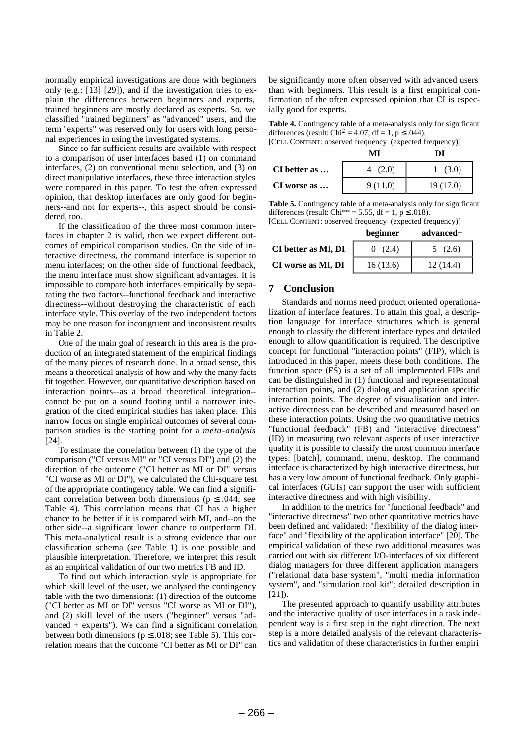normally empirical investigations are done with beginners only (e.g.: [13] [29]), and if the investigation tries to explain the differences between beginners and experts, trained beginners are mostly declared as experts. So, we classified "trained beginners" as "advanced" users, and the term "experts" was reserved only for users with long personal experiences in using the investigated systems.

Since so far sufficient results are available with respect to a comparison of user interfaces based (1) on command interfaces, (2) on conventional menu selection, and (3) on direct manipulative interfaces, these three interaction styles were compared in this paper. To test the often expressed opinion, that desktop interfaces are only good for beginners--and not for experts--, this aspect should be considered, too.

If the classification of the three most common interfaces in chapter 2 is valid, then we expect different outcomes of empirical comparison studies. On the side of interactive directness, the command interface is superior to menu interfaces; on the other side of functional feedback, the menu interface must show significant advantages. It is impossible to compare both interfaces empirically by separating the two factors--functional feedback and interactive directness--without destroying the characteristic of each interface style. This overlay of the two independent factors may be one reason for incongruent and inconsistent results in Table 2.

One of the main goal of research in this area is the production of an integrated statement of the empirical findings of the many pieces of research done. In a broad sense, this means a theoretical analysis of how and why the many facts fit together. However, our quantitative description based on interaction points--as a broad theoretical integration--cannot be put on a sound footing until a narrower integration of the cited empirical studies has taken place. This narrow focus on single empirical outcomes of several comparison studies is the starting point for a *meta-analysis* [24].

To estimate the correlation between (1) the type of the comparison ("CI versus MI" or "CI versus DI") and (2) the direction of the outcome ("CI better as MI or DI" versus "CI worse as MI or DI"), we calculated the Chi-square test of the appropriate contingency table. We can find a significant correlation between both dimensions ($p \leq .044$; see Table 4). This correlation means that CI has a higher chance to be better if it is compared with MI, and--on the other side--a significant lower chance to outperform DI. This meta-analytical result is a strong evidence that our classification schema (see Table 1) is one possible and plausible interpretation. Therefore, we interpret this result as an empirical validation of our two metrics FB and ID.

To find out which interaction style is appropriate for which skill level of the user, we analysed the contingency table with the two dimensions: (1) direction of the outcome ("CI better as MI or DI" versus "CI worse as MI or DI"), and (2) skill level of the users ("beginner" versus "advanced + experts"). We can find a significant correlation between both dimensions ($p \leq .018$; see Table 5). This correlation means that the outcome "CI better as MI or DI" can be significantly more often observed with advanced users than with beginners. This result is a first empirical confirmation of the often expressed opinion that CI is especially good for experts.

**Table 4.** Contingency table of a meta-analysis only for significant differences (result: $Chi^2 = 4.07$, $df = 1$, $p \leq .044$).
[CELL CONTENT: observed frequency (expected frequency)]

| | MI | DI |
|---|---|---|
| **CI better as …** | 4 (2.0) | 1 (3.0) |
| **CI worse as …** | 9 (11.0) | 19 (17.0) |

**Table 5.** Contingency table of a meta-analysis only for significant differences (result: $Chi^{**} = 5.55$, $df = 1$, $p \leq .018$).
[CELL CONTENT: observed frequency (expected frequency)]

| | beginner | advanced+ |
|---|---|---|
| **CI better as MI, DI** | 0 (2.4) | 5 (2.6) |
| **CI worse as MI, DI** | 16 (13.6) | 12 (14.4) |

## 7 Conclusion

Standards and norms need product oriented operationalization of interface features. To attain this goal, a description language for interface structures which is general enough to classify the different interface types and detailed enough to allow quantification is required. The descriptive concept for functional "interaction points" (FIP), which is introduced in this paper, meets these both conditions. The function space (FS) is a set of all implemented FIPs and can be distinguished in (1) functional and representational interaction points, and (2) dialog and application specific interaction points. The degree of visualisation and interactive directness can be described and measured based on these interaction points. Using the two quantitative metrics "functional feedback" (FB) and "interactive directness" (ID) in measuring two relevant aspects of user interactive quality it is possible to classify the most common interface types: [batch], command, menu, desktop. The command interface is characterized by high interactive directness, but has a very low amount of functional feedback. Only graphical interfaces (GUIs) can support the user with sufficient interactive directness and with high visibility.

In addition to the metrics for "functional feedback" and "interactive directness" two other quantitative metrics have been defined and validated: "flexibility of the dialog interface" and "flexibility of the application interface" [20]. The empirical validation of these two additional measures was carried out with six different I/O-interfaces of six different dialog managers for three different application managers ("relational data base system", "multi media information system", and "simulation tool kit"; detailed description in [21]).

The presented approach to quantify usability attributes and the interactive quality of user interfaces in a task independent way is a first step in the right direction. The next step is a more detailed analysis of the relevant characteristics and validation of these characteristics in further empiri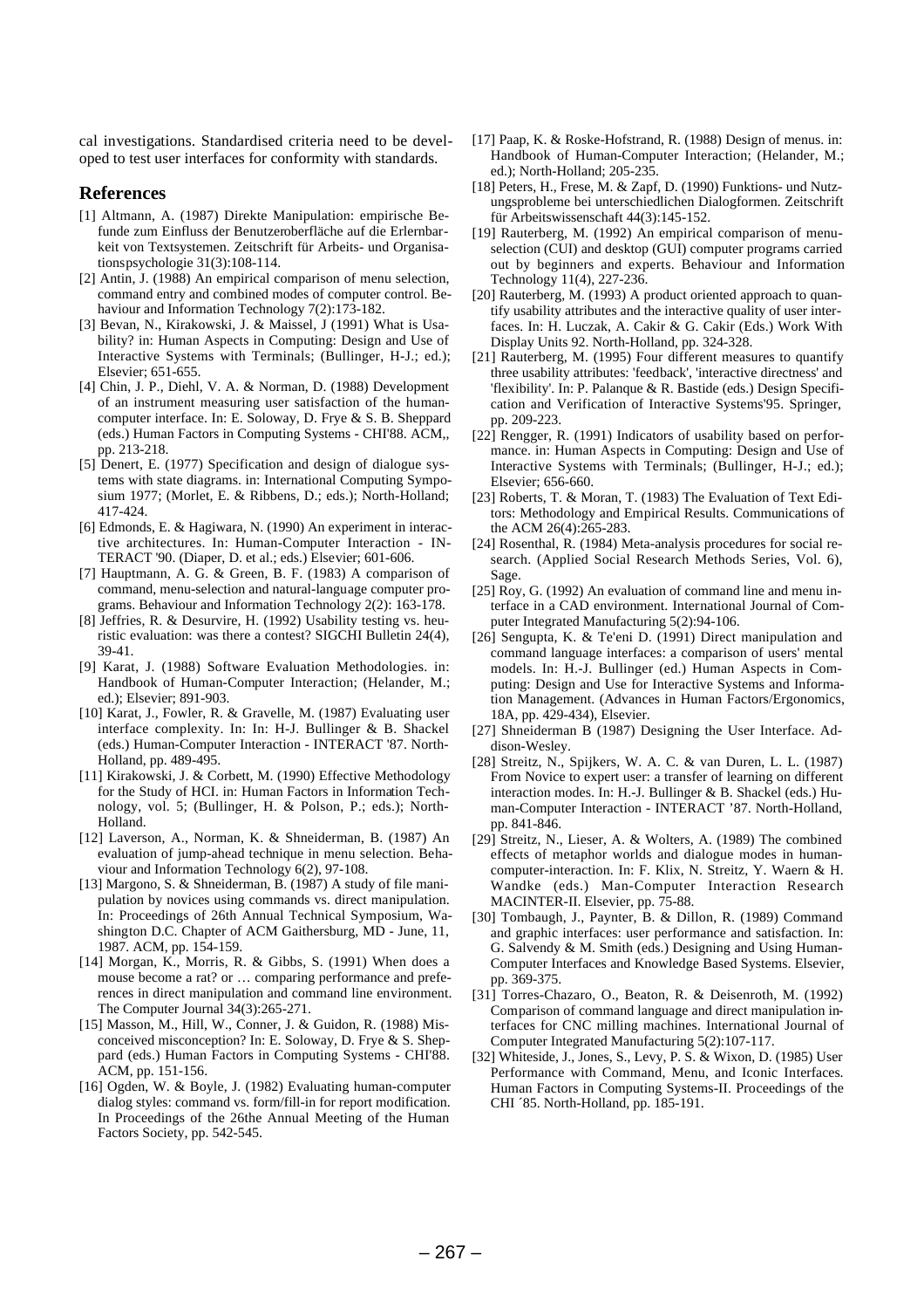cal investigations. Standardised criteria need to be developed to test user interfaces for conformity with standards.

## References

[1] Altmann, A. (1987) Direkte Manipulation: empirische Befunde zum Einfluss der Benutzeroberfläche auf die Erlernbarkeit von Textsystemen. Zeitschrift für Arbeits- und Organisationspsychologie 31(3):108-114.

[2] Antin, J. (1988) An empirical comparison of menu selection, command entry and combined modes of computer control. Behaviour and Information Technology 7(2):173-182.

[3] Bevan, N., Kirakowski, J. & Maissel, J (1991) What is Usability? in: Human Aspects in Computing: Design and Use of Interactive Systems with Terminals; (Bullinger, H-J.; ed.); Elsevier; 651-655.

[4] Chin, J. P., Diehl, V. A. & Norman, D. (1988) Development of an instrument measuring user satisfaction of the human-computer interface. In: E. Soloway, D. Frye & S. B. Sheppard (eds.) Human Factors in Computing Systems - CHI'88. ACM,, pp. 213-218.

[5] Denert, E. (1977) Specification and design of dialogue systems with state diagrams. in: International Computing Symposium 1977; (Morlet, E. & Ribbens, D.; eds.); North-Holland; 417-424.

[6] Edmonds, E. & Hagiwara, N. (1990) An experiment in interactive architectures. In: Human-Computer Interaction - INTERACT '90. (Diaper, D. et al.; eds.) Elsevier; 601-606.

[7] Hauptmann, A. G. & Green, B. F. (1983) A comparison of command, menu-selection and natural-language computer programs. Behaviour and Information Technology 2(2): 163-178.

[8] Jeffries, R. & Desurvire, H. (1992) Usability testing vs. heuristic evaluation: was there a contest? SIGCHI Bulletin 24(4), 39-41.

[9] Karat, J. (1988) Software Evaluation Methodologies. in: Handbook of Human-Computer Interaction; (Helander, M.; ed.); Elsevier; 891-903.

[10] Karat, J., Fowler, R. & Gravelle, M. (1987) Evaluating user interface complexity. In: In: H-J. Bullinger & B. Shackel (eds.) Human-Computer Interaction - INTERACT '87. North-Holland, pp. 489-495.

[11] Kirakowski, J. & Corbett, M. (1990) Effective Methodology for the Study of HCI. in: Human Factors in Information Technology, vol. 5; (Bullinger, H. & Polson, P.; eds.); North-Holland.

[12] Laverson, A., Norman, K. & Shneiderman, B. (1987) An evaluation of jump-ahead technique in menu selection. Behaviour and Information Technology 6(2), 97-108.

[13] Margono, S. & Shneiderman, B. (1987) A study of file manipulation by novices using commands vs. direct manipulation. In: Proceedings of 26th Annual Technical Symposium, Washington D.C. Chapter of ACM Gaithersburg, MD - June, 11, 1987. ACM, pp. 154-159.

[14] Morgan, K., Morris, R. & Gibbs, S. (1991) When does a mouse become a rat? or … comparing performance and preferences in direct manipulation and command line environment. The Computer Journal 34(3):265-271.

[15] Masson, M., Hill, W., Conner, J. & Guidon, R. (1988) Misconceived misconception? In: E. Soloway, D. Frye & S. Sheppard (eds.) Human Factors in Computing Systems - CHI'88. ACM, pp. 151-156.

[16] Ogden, W. & Boyle, J. (1982) Evaluating human-computer dialog styles: command vs. form/fill-in for report modification. In Proceedings of the 26the Annual Meeting of the Human Factors Society, pp. 542-545.

[17] Paap, K. & Roske-Hofstrand, R. (1988) Design of menus. in: Handbook of Human-Computer Interaction; (Helander, M.; ed.); North-Holland; 205-235.

[18] Peters, H., Frese, M. & Zapf, D. (1990) Funktions- und Nutzungsprobleme bei unterschiedlichen Dialogformen. Zeitschrift für Arbeitswissenschaft 44(3):145-152.

[19] Rauterberg, M. (1992) An empirical comparison of menu-selection (CUI) and desktop (GUI) computer programs carried out by beginners and experts. Behaviour and Information Technology 11(4), 227-236.

[20] Rauterberg, M. (1993) A product oriented approach to quantify usability attributes and the interactive quality of user interfaces. In: H. Luczak, A. Cakir & G. Cakir (Eds.) Work With Display Units 92. North-Holland, pp. 324-328.

[21] Rauterberg, M. (1995) Four different measures to quantify three usability attributes: 'feedback', 'interactive directness' and 'flexibility'. In: P. Palanque & R. Bastide (eds.) Design Specification and Verification of Interactive Systems'95. Springer, pp. 209-223.

[22] Rengger, R. (1991) Indicators of usability based on performance. in: Human Aspects in Computing: Design and Use of Interactive Systems with Terminals; (Bullinger, H-J.; ed.); Elsevier; 656-660.

[23] Roberts, T. & Moran, T. (1983) The Evaluation of Text Editors: Methodology and Empirical Results. Communications of the ACM 26(4):265-283.

[24] Rosenthal, R. (1984) Meta-analysis procedures for social research. (Applied Social Research Methods Series, Vol. 6), Sage.

[25] Roy, G. (1992) An evaluation of command line and menu interface in a CAD environment. International Journal of Computer Integrated Manufacturing 5(2):94-106.

[26] Sengupta, K. & Te'eni D. (1991) Direct manipulation and command language interfaces: a comparison of users' mental models. In: H.-J. Bullinger (ed.) Human Aspects in Computing: Design and Use for Interactive Systems and Information Management. (Advances in Human Factors/Ergonomics, 18A, pp. 429-434), Elsevier.

[27] Shneiderman B (1987) Designing the User Interface. Addison-Wesley.

[28] Streitz, N., Spijkers, W. A. C. & van Duren, L. L. (1987) From Novice to expert user: a transfer of learning on different interaction modes. In: H.-J. Bullinger & B. Shackel (eds.) Human-Computer Interaction - INTERACT '87. North-Holland, pp. 841-846.

[29] Streitz, N., Lieser, A. & Wolters, A. (1989) The combined effects of metaphor worlds and dialogue modes in human-computer-interaction. In: F. Klix, N. Streitz, Y. Waern & H. Wandke (eds.) Man-Computer Interaction Research MACINTER-II. Elsevier, pp. 75-88.

[30] Tombaugh, J., Paynter, B. & Dillon, R. (1989) Command and graphic interfaces: user performance and satisfaction. In: G. Salvendy & M. Smith (eds.) Designing and Using Human-Computer Interfaces and Knowledge Based Systems. Elsevier, pp. 369-375.

[31] Torres-Chazaro, O., Beaton, R. & Deisenroth, M. (1992) Comparison of command language and direct manipulation interfaces for CNC milling machines. International Journal of Computer Integrated Manufacturing 5(2):107-117.

[32] Whiteside, J., Jones, S., Levy, P. S. & Wixon, D. (1985) User Performance with Command, Menu, and Iconic Interfaces. Human Factors in Computing Systems-II. Proceedings of the CHI ´85. North-Holland, pp. 185-191.